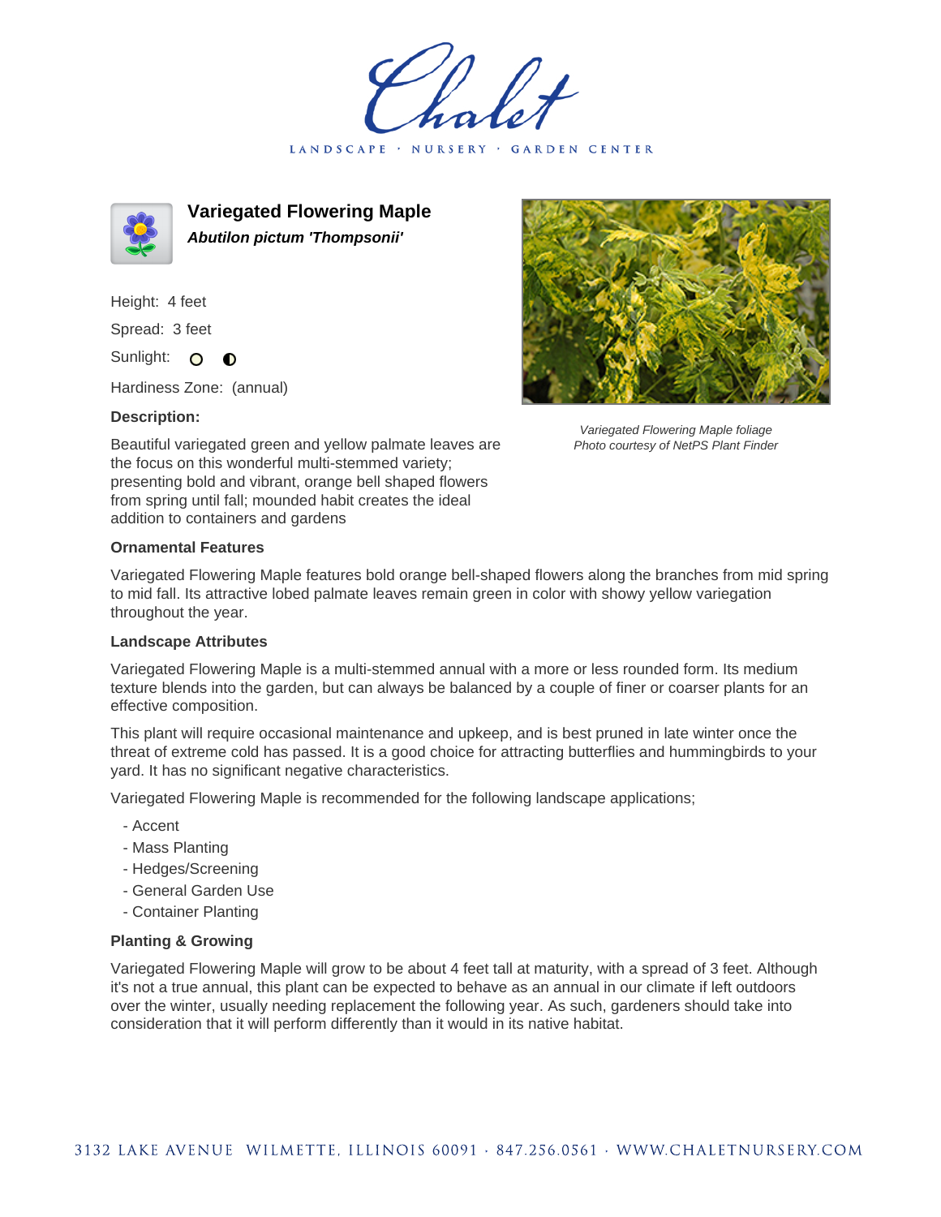# Variegated Flowering Maple

***Abutilon pictum 'Thompsonii'***

Height: 4 feet

Spread: 3 feet

Sunlight:

Hardiness Zone: (annual)

**Description:**

Beautiful variegated green and yellow palmate leaves are the focus on this wonderful multi-stemmed variety; presenting bold and vibrant, orange bell shaped flowers from spring until fall; mounded habit creates the ideal addition to containers and gardens

*Variegated Flowering Maple foliage*
*Photo courtesy of NetPS Plant Finder*

### Ornamental Features

Variegated Flowering Maple features bold orange bell-shaped flowers along the branches from mid spring to mid fall. Its attractive lobed palmate leaves remain green in color with showy yellow variegation throughout the year.

### Landscape Attributes

Variegated Flowering Maple is a multi-stemmed annual with a more or less rounded form. Its medium texture blends into the garden, but can always be balanced by a couple of finer or coarser plants for an effective composition.

This plant will require occasional maintenance and upkeep, and is best pruned in late winter once the threat of extreme cold has passed. It is a good choice for attracting butterflies and hummingbirds to your yard. It has no significant negative characteristics.

Variegated Flowering Maple is recommended for the following landscape applications;

- Accent
- Mass Planting
- Hedges/Screening
- General Garden Use
- Container Planting

### Planting & Growing

Variegated Flowering Maple will grow to be about 4 feet tall at maturity, with a spread of 3 feet. Although it's not a true annual, this plant can be expected to behave as an annual in our climate if left outdoors over the winter, usually needing replacement the following year. As such, gardeners should take into consideration that it will perform differently than it would in its native habitat.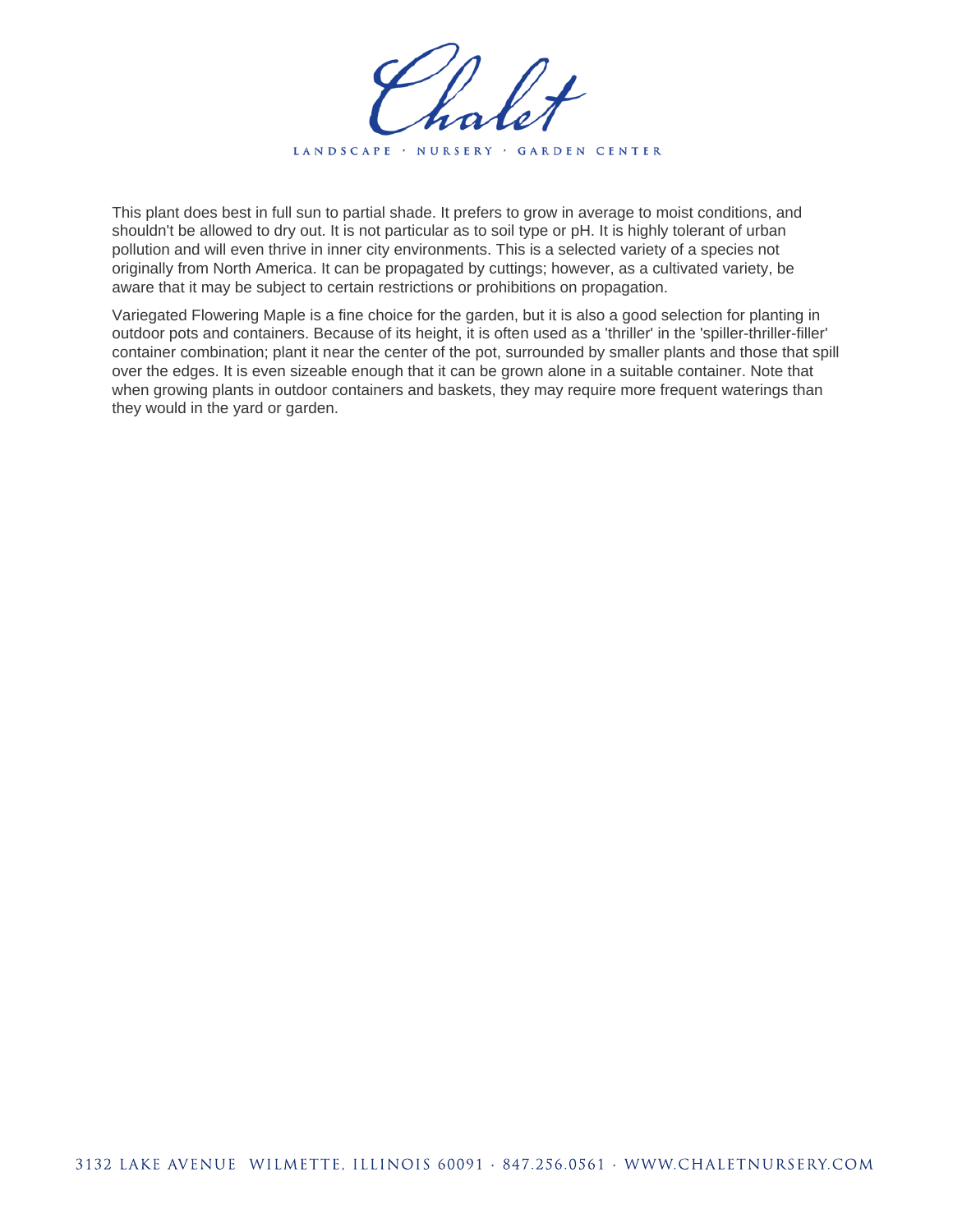This plant does best in full sun to partial shade. It prefers to grow in average to moist conditions, and shouldn't be allowed to dry out. It is not particular as to soil type or pH. It is highly tolerant of urban pollution and will even thrive in inner city environments. This is a selected variety of a species not originally from North America. It can be propagated by cuttings; however, as a cultivated variety, be aware that it may be subject to certain restrictions or prohibitions on propagation.

Variegated Flowering Maple is a fine choice for the garden, but it is also a good selection for planting in outdoor pots and containers. Because of its height, it is often used as a 'thriller' in the 'spiller-thriller-filler' container combination; plant it near the center of the pot, surrounded by smaller plants and those that spill over the edges. It is even sizeable enough that it can be grown alone in a suitable container. Note that when growing plants in outdoor containers and baskets, they may require more frequent waterings than they would in the yard or garden.